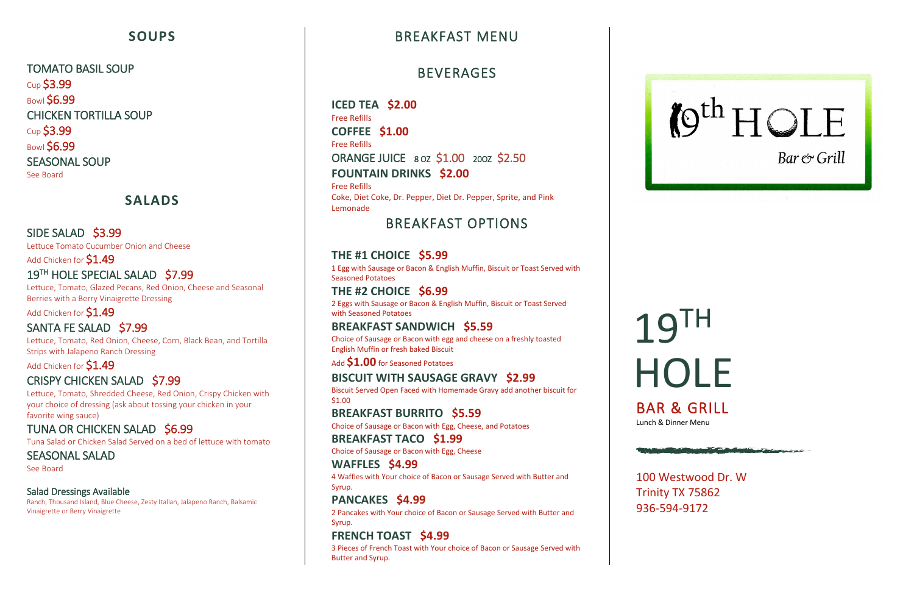## SOUPS

TOMATO BASIL SOUP
Cup $3.99
Bowl $6.99

CHICKEN TORTILLA SOUP
Cup $3.99
Bowl $6.99

SEASONAL SOUP
See Board

## SALADS

SIDE SALAD $3.99
Lettuce Tomato Cucumber Onion and Cheese
Add Chicken for $1.49

19TH HOLE SPECIAL SALAD $7.99
Lettuce, Tomato, Glazed Pecans, Red Onion, Cheese and Seasonal Berries with a Berry Vinaigrette Dressing
Add Chicken for $1.49

SANTA FE SALAD $7.99
Lettuce, Tomato, Red Onion, Cheese, Corn, Black Bean, and Tortilla Strips with Jalapeno Ranch Dressing
Add Chicken for $1.49

CRISPY CHICKEN SALAD $7.99
Lettuce, Tomato, Shredded Cheese, Red Onion, Crispy Chicken with your choice of dressing (ask about tossing your chicken in your favorite wing sauce)

TUNA OR CHICKEN SALAD $6.99
Tuna Salad or Chicken Salad Served on a bed of lettuce with tomato

SEASONAL SALAD
See Board

Salad Dressings Available
Ranch, Thousand Island, Blue Cheese, Zesty Italian, Jalapeno Ranch, Balsamic Vinaigrette or Berry Vinaigrette

# BREAKFAST MENU

## BEVERAGES

**ICED TEA $2.00**
Free Refills

**COFFEE $1.00**
Free Refills

ORANGE JUICE 8 OZ $1.00 20OZ $2.50

**FOUNTAIN DRINKS $2.00**
Free Refills
Coke, Diet Coke, Dr. Pepper, Diet Dr. Pepper, Sprite, and Pink Lemonade

## BREAKFAST OPTIONS

**THE #1 CHOICE $5.99**
1 Egg with Sausage or Bacon & English Muffin, Biscuit or Toast Served with Seasoned Potatoes

**THE #2 CHOICE $6.99**
2 Eggs with Sausage or Bacon & English Muffin, Biscuit or Toast Served with Seasoned Potatoes

**BREAKFAST SANDWICH $5.59**
Choice of Sausage or Bacon with egg and cheese on a freshly toasted English Muffin or fresh baked Biscuit
Add $1.00 for Seasoned Potatoes

**BISCUIT WITH SAUSAGE GRAVY $2.99**
Biscuit Served Open Faced with Homemade Gravy add another biscuit for $1.00

**BREAKFAST BURRITO $5.59**
Choice of Sausage or Bacon with Egg, Cheese, and Potatoes

**BREAKFAST TACO $1.99**
Choice of Sausage or Bacon with Egg, Cheese

**WAFFLES $4.99**
4 Waffles with Your choice of Bacon or Sausage Served with Butter and Syrup.

**PANCAKES $4.99**
2 Pancakes with Your choice of Bacon or Sausage Served with Butter and Syrup.

**FRENCH TOAST $4.99**
3 Pieces of French Toast with Your choice of Bacon or Sausage Served with Butter and Syrup.

19th HOLE
Bar & Grill

# 19TH HOLE

## BAR & GRILL

Lunch & Dinner Menu

100 Westwood Dr. W
Trinity TX 75862
936-594-9172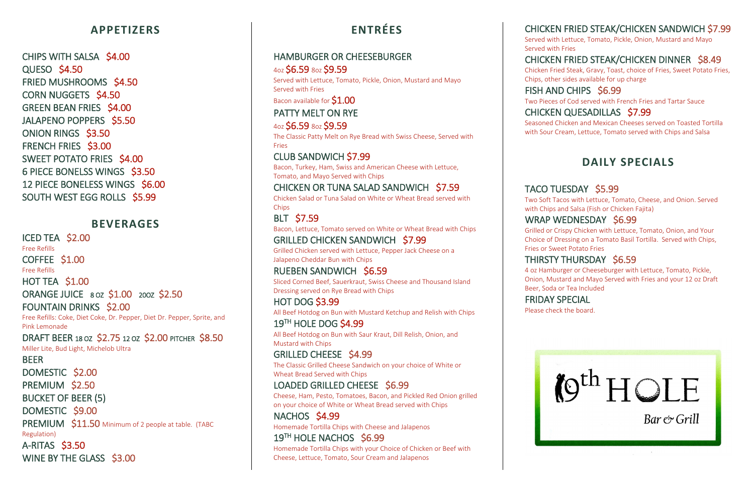## APPETIZERS

CHIPS WITH SALSA $4.00
QUESO $4.50
FRIED MUSHROOMS $4.50
CORN NUGGETS $4.50
GREEN BEAN FRIES $4.00
JALAPENO POPPERS $5.50
ONION RINGS $3.50
FRENCH FRIES $3.00
SWEET POTATO FRIES $4.00
6 PIECE BONELSS WINGS $3.50
12 PIECE BONELESS WINGS $6.00
SOUTH WEST EGG ROLLS $5.99

## BEVERAGES

ICED TEA $2.00
Free Refills

COFFEE $1.00
Free Refills

HOT TEA $1.00

ORANGE JUICE 8 OZ $1.00 20OZ $2.50

FOUNTAIN DRINKS $2.00
Free Refills: Coke, Diet Coke, Dr. Pepper, Diet Dr. Pepper, Sprite, and Pink Lemonade

DRAFT BEER 18 OZ $2.75 12 OZ $2.00 PITCHER $8.50
Miller Lite, Bud Light, Michelob Ultra

BEER
DOMESTIC $2.00
PREMIUM $2.50

BUCKET OF BEER (5)
DOMESTIC $9.00
PREMIUM $11.50 Minimum of 2 people at table. (TABC Regulation)

A-RITAS $3.50
WINE BY THE GLASS $3.00

## ENTRÉES

HAMBURGER OR CHEESEBURGER
4oz $6.59 8oz $9.59
Served with Lettuce, Tomato, Pickle, Onion, Mustard and Mayo Served with Fries
Bacon available for $1.00

PATTY MELT ON RYE
4oz $6.59 8oz $9.59
The Classic Patty Melt on Rye Bread with Swiss Cheese, Served with Fries

CLUB SANDWICH $7.99
Bacon, Turkey, Ham, Swiss and American Cheese with Lettuce, Tomato, and Mayo Served with Chips

CHICKEN OR TUNA SALAD SANDWICH $7.59
Chicken Salad or Tuna Salad on White or Wheat Bread served with Chips

BLT $7.59
Bacon, Lettuce, Tomato served on White or Wheat Bread with Chips

GRILLED CHICKEN SANDWICH $7.99
Grilled Chicken served with Lettuce, Pepper Jack Cheese on a Jalapeno Cheddar Bun with Chips

RUEBEN SANDWICH $6.59
Sliced Corned Beef, Sauerkraut, Swiss Cheese and Thousand Island Dressing served on Rye Bread with Chips

HOT DOG $3.99
All Beef Hotdog on Bun with Mustard Ketchup and Relish with Chips

19TH HOLE DOG $4.99
All Beef Hotdog on Bun with Saur Kraut, Dill Relish, Onion, and Mustard with Chips

GRILLED CHEESE $4.99
The Classic Grilled Cheese Sandwich on your choice of White or Wheat Bread Served with Chips

LOADED GRILLED CHEESE $6.99
Cheese, Ham, Pesto, Tomatoes, Bacon, and Pickled Red Onion grilled on your choice of White or Wheat Bread served with Chips

NACHOS $4.99
Homemade Tortilla Chips with Cheese and Jalapenos

19TH HOLE NACHOS $6.99
Homemade Tortilla Chips with your Choice of Chicken or Beef with Cheese, Lettuce, Tomato, Sour Cream and Jalapenos

CHICKEN FRIED STEAK/CHICKEN SANDWICH $7.99
Served with Lettuce, Tomato, Pickle, Onion, Mustard and Mayo Served with Fries

CHICKEN FRIED STEAK/CHICKEN DINNER $8.49
Chicken Fried Steak, Gravy, Toast, choice of Fries, Sweet Potato Fries, Chips, other sides available for up charge

FISH AND CHIPS $6.99
Two Pieces of Cod served with French Fries and Tartar Sauce

CHICKEN QUESADILLAS $7.99
Seasoned Chicken and Mexican Cheeses served on Toasted Tortilla with Sour Cream, Lettuce, Tomato served with Chips and Salsa

## DAILY SPECIALS

TACO TUESDAY $5.99
Two Soft Tacos with Lettuce, Tomato, Cheese, and Onion. Served with Chips and Salsa (Fish or Chicken Fajita)

WRAP WEDNESDAY $6.99
Grilled or Crispy Chicken with Lettuce, Tomato, Onion, and Your Choice of Dressing on a Tomato Basil Tortilla. Served with Chips, Fries or Sweet Potato Fries

THIRSTY THURSDAY $6.59
4 oz Hamburger or Cheeseburger with Lettuce, Tomato, Pickle, Onion, Mustard and Mayo Served with Fries and your 12 oz Draft Beer, Soda or Tea Included

FRIDAY SPECIAL
Please check the board.

19th HOLE
Bar & Grill